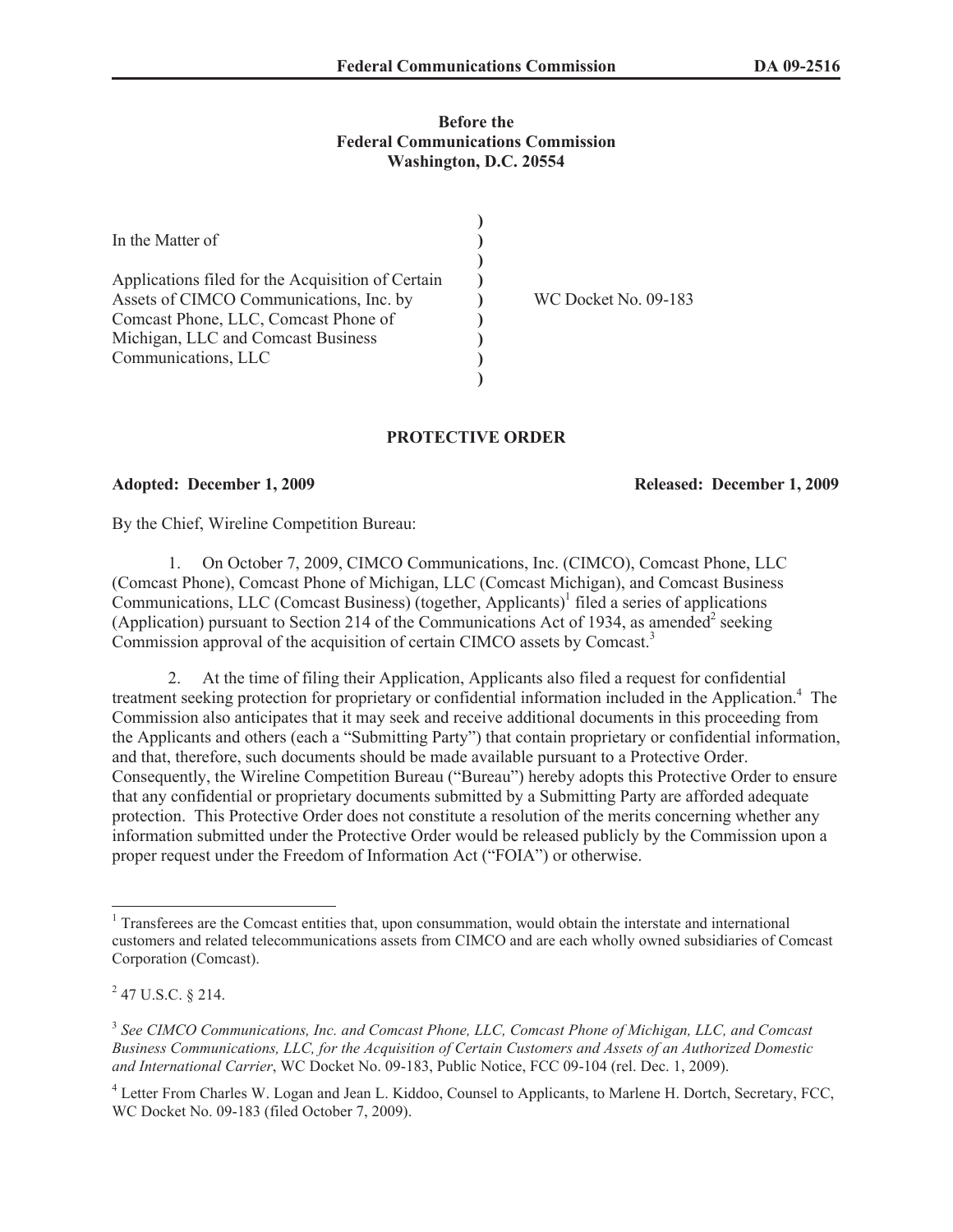**Before the**
**Federal Communications Commission**
**Washington, D.C. 20554**

| | | |
|---|---|---|
| In the Matter of<br><br>Applications filed for the Acquisition of Certain Assets of CIMCO Communications, Inc. by Comcast Phone, LLC, Comcast Phone of Michigan, LLC and Comcast Business Communications, LLC | ) | WC Docket No. 09-183 |

## PROTECTIVE ORDER

**Adopted: December 1, 2009** **Released: December 1, 2009**

By the Chief, Wireline Competition Bureau:

1. On October 7, 2009, CIMCO Communications, Inc. (CIMCO), Comcast Phone, LLC (Comcast Phone), Comcast Phone of Michigan, LLC (Comcast Michigan), and Comcast Business Communications, LLC (Comcast Business) (together, Applicants)[1] filed a series of applications (Application) pursuant to Section 214 of the Communications Act of 1934, as amended[2] seeking Commission approval of the acquisition of certain CIMCO assets by Comcast.[3]

2. At the time of filing their Application, Applicants also filed a request for confidential treatment seeking protection for proprietary or confidential information included in the Application.[4] The Commission also anticipates that it may seek and receive additional documents in this proceeding from the Applicants and others (each a "Submitting Party") that contain proprietary or confidential information, and that, therefore, such documents should be made available pursuant to a Protective Order. Consequently, the Wireline Competition Bureau ("Bureau") hereby adopts this Protective Order to ensure that any confidential or proprietary documents submitted by a Submitting Party are afforded adequate protection. This Protective Order does not constitute a resolution of the merits concerning whether any information submitted under the Protective Order would be released publicly by the Commission upon a proper request under the Freedom of Information Act ("FOIA") or otherwise.

---

[1] Transferees are the Comcast entities that, upon consummation, would obtain the interstate and international customers and related telecommunications assets from CIMCO and are each wholly owned subsidiaries of Comcast Corporation (Comcast).

[2] 47 U.S.C. § 214.

[3] *See CIMCO Communications, Inc. and Comcast Phone, LLC, Comcast Phone of Michigan, LLC, and Comcast Business Communications, LLC, for the Acquisition of Certain Customers and Assets of an Authorized Domestic and International Carrier*, WC Docket No. 09-183, Public Notice, FCC 09-104 (rel. Dec. 1, 2009).

[4] Letter From Charles W. Logan and Jean L. Kiddoo, Counsel to Applicants, to Marlene H. Dortch, Secretary, FCC, WC Docket No. 09-183 (filed October 7, 2009).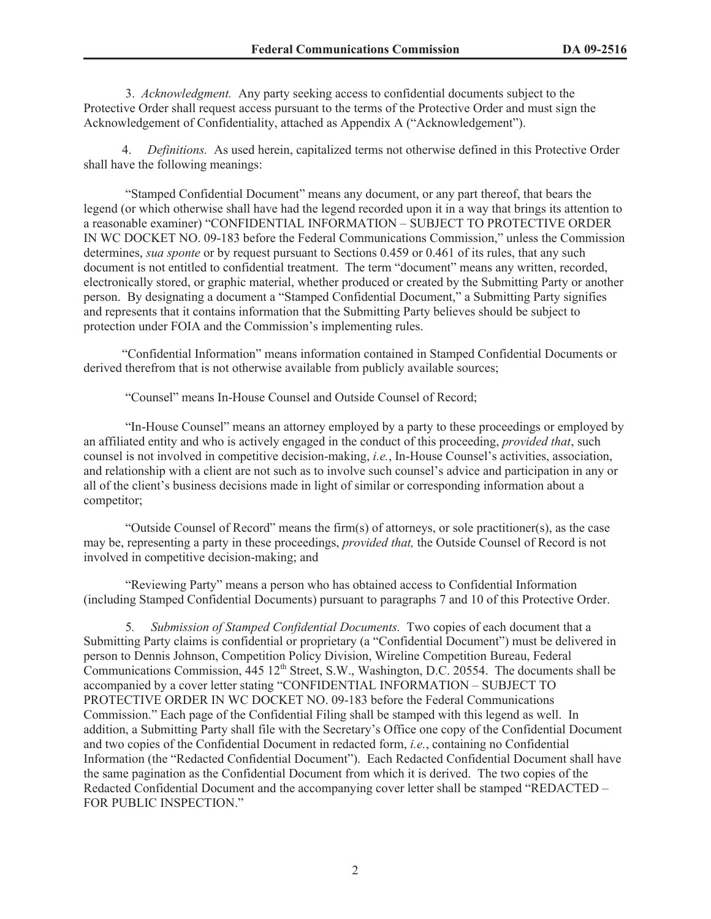3. *Acknowledgment.* Any party seeking access to confidential documents subject to the Protective Order shall request access pursuant to the terms of the Protective Order and must sign the Acknowledgement of Confidentiality, attached as Appendix A ("Acknowledgement").

4. *Definitions.* As used herein, capitalized terms not otherwise defined in this Protective Order shall have the following meanings:

"Stamped Confidential Document" means any document, or any part thereof, that bears the legend (or which otherwise shall have had the legend recorded upon it in a way that brings its attention to a reasonable examiner) "CONFIDENTIAL INFORMATION – SUBJECT TO PROTECTIVE ORDER IN WC DOCKET NO. 09-183 before the Federal Communications Commission," unless the Commission determines, *sua sponte* or by request pursuant to Sections 0.459 or 0.461 of its rules, that any such document is not entitled to confidential treatment. The term "document" means any written, recorded, electronically stored, or graphic material, whether produced or created by the Submitting Party or another person. By designating a document a "Stamped Confidential Document," a Submitting Party signifies and represents that it contains information that the Submitting Party believes should be subject to protection under FOIA and the Commission's implementing rules.

"Confidential Information" means information contained in Stamped Confidential Documents or derived therefrom that is not otherwise available from publicly available sources;

"Counsel" means In-House Counsel and Outside Counsel of Record;

"In-House Counsel" means an attorney employed by a party to these proceedings or employed by an affiliated entity and who is actively engaged in the conduct of this proceeding, *provided that*, such counsel is not involved in competitive decision-making, *i.e.*, In-House Counsel's activities, association, and relationship with a client are not such as to involve such counsel's advice and participation in any or all of the client's business decisions made in light of similar or corresponding information about a competitor;

"Outside Counsel of Record" means the firm(s) of attorneys, or sole practitioner(s), as the case may be, representing a party in these proceedings, *provided that,* the Outside Counsel of Record is not involved in competitive decision-making; and

"Reviewing Party" means a person who has obtained access to Confidential Information (including Stamped Confidential Documents) pursuant to paragraphs 7 and 10 of this Protective Order.

5. *Submission of Stamped Confidential Documents.* Two copies of each document that a Submitting Party claims is confidential or proprietary (a "Confidential Document") must be delivered in person to Dennis Johnson, Competition Policy Division, Wireline Competition Bureau, Federal Communications Commission, 445 12th Street, S.W., Washington, D.C. 20554. The documents shall be accompanied by a cover letter stating "CONFIDENTIAL INFORMATION – SUBJECT TO PROTECTIVE ORDER IN WC DOCKET NO. 09-183 before the Federal Communications Commission." Each page of the Confidential Filing shall be stamped with this legend as well. In addition, a Submitting Party shall file with the Secretary's Office one copy of the Confidential Document and two copies of the Confidential Document in redacted form, *i.e.*, containing no Confidential Information (the "Redacted Confidential Document"). Each Redacted Confidential Document shall have the same pagination as the Confidential Document from which it is derived. The two copies of the Redacted Confidential Document and the accompanying cover letter shall be stamped "REDACTED – FOR PUBLIC INSPECTION."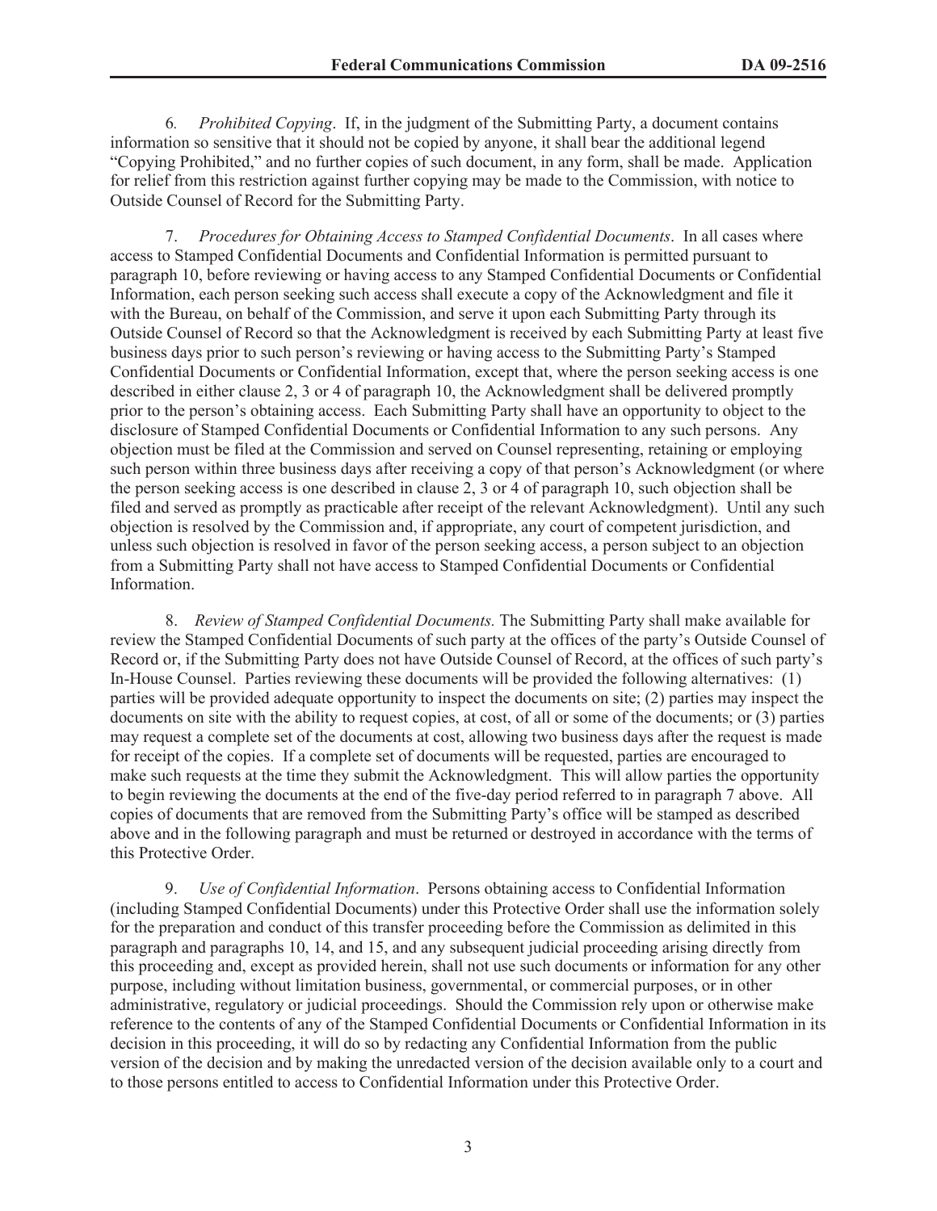6. *Prohibited Copying*. If, in the judgment of the Submitting Party, a document contains information so sensitive that it should not be copied by anyone, it shall bear the additional legend "Copying Prohibited," and no further copies of such document, in any form, shall be made. Application for relief from this restriction against further copying may be made to the Commission, with notice to Outside Counsel of Record for the Submitting Party.

7. *Procedures for Obtaining Access to Stamped Confidential Documents*. In all cases where access to Stamped Confidential Documents and Confidential Information is permitted pursuant to paragraph 10, before reviewing or having access to any Stamped Confidential Documents or Confidential Information, each person seeking such access shall execute a copy of the Acknowledgment and file it with the Bureau, on behalf of the Commission, and serve it upon each Submitting Party through its Outside Counsel of Record so that the Acknowledgment is received by each Submitting Party at least five business days prior to such person's reviewing or having access to the Submitting Party's Stamped Confidential Documents or Confidential Information, except that, where the person seeking access is one described in either clause 2, 3 or 4 of paragraph 10, the Acknowledgment shall be delivered promptly prior to the person's obtaining access. Each Submitting Party shall have an opportunity to object to the disclosure of Stamped Confidential Documents or Confidential Information to any such persons. Any objection must be filed at the Commission and served on Counsel representing, retaining or employing such person within three business days after receiving a copy of that person's Acknowledgment (or where the person seeking access is one described in clause 2, 3 or 4 of paragraph 10, such objection shall be filed and served as promptly as practicable after receipt of the relevant Acknowledgment). Until any such objection is resolved by the Commission and, if appropriate, any court of competent jurisdiction, and unless such objection is resolved in favor of the person seeking access, a person subject to an objection from a Submitting Party shall not have access to Stamped Confidential Documents or Confidential Information.

8. *Review of Stamped Confidential Documents.* The Submitting Party shall make available for review the Stamped Confidential Documents of such party at the offices of the party's Outside Counsel of Record or, if the Submitting Party does not have Outside Counsel of Record, at the offices of such party's In-House Counsel. Parties reviewing these documents will be provided the following alternatives: (1) parties will be provided adequate opportunity to inspect the documents on site; (2) parties may inspect the documents on site with the ability to request copies, at cost, of all or some of the documents; or (3) parties may request a complete set of the documents at cost, allowing two business days after the request is made for receipt of the copies. If a complete set of documents will be requested, parties are encouraged to make such requests at the time they submit the Acknowledgment. This will allow parties the opportunity to begin reviewing the documents at the end of the five-day period referred to in paragraph 7 above. All copies of documents that are removed from the Submitting Party's office will be stamped as described above and in the following paragraph and must be returned or destroyed in accordance with the terms of this Protective Order.

9. *Use of Confidential Information*. Persons obtaining access to Confidential Information (including Stamped Confidential Documents) under this Protective Order shall use the information solely for the preparation and conduct of this transfer proceeding before the Commission as delimited in this paragraph and paragraphs 10, 14, and 15, and any subsequent judicial proceeding arising directly from this proceeding and, except as provided herein, shall not use such documents or information for any other purpose, including without limitation business, governmental, or commercial purposes, or in other administrative, regulatory or judicial proceedings. Should the Commission rely upon or otherwise make reference to the contents of any of the Stamped Confidential Documents or Confidential Information in its decision in this proceeding, it will do so by redacting any Confidential Information from the public version of the decision and by making the unredacted version of the decision available only to a court and to those persons entitled to access to Confidential Information under this Protective Order.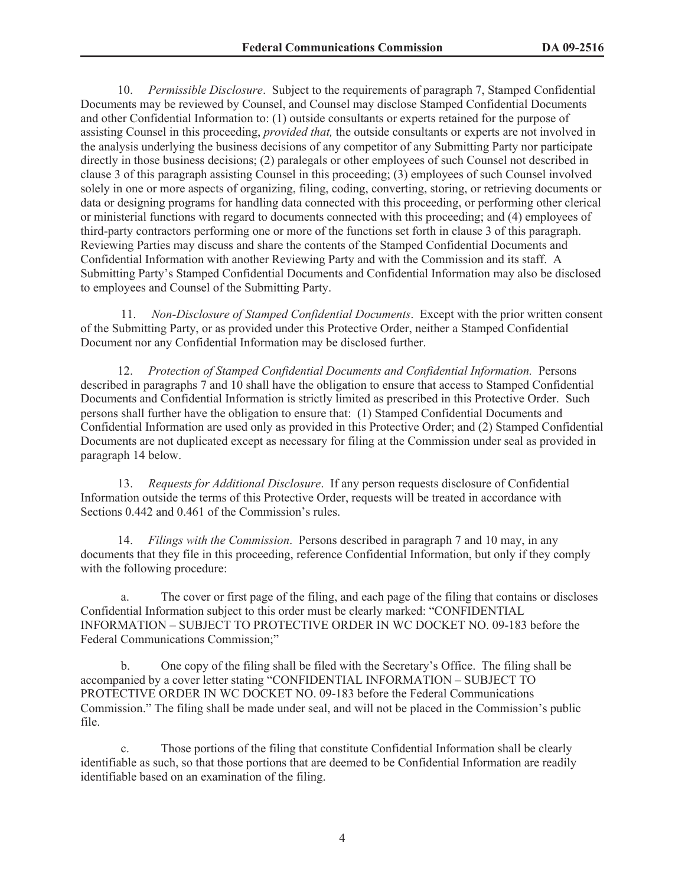10. *Permissible Disclosure*. Subject to the requirements of paragraph 7, Stamped Confidential Documents may be reviewed by Counsel, and Counsel may disclose Stamped Confidential Documents and other Confidential Information to: (1) outside consultants or experts retained for the purpose of assisting Counsel in this proceeding, *provided that,* the outside consultants or experts are not involved in the analysis underlying the business decisions of any competitor of any Submitting Party nor participate directly in those business decisions; (2) paralegals or other employees of such Counsel not described in clause 3 of this paragraph assisting Counsel in this proceeding; (3) employees of such Counsel involved solely in one or more aspects of organizing, filing, coding, converting, storing, or retrieving documents or data or designing programs for handling data connected with this proceeding, or performing other clerical or ministerial functions with regard to documents connected with this proceeding; and (4) employees of third-party contractors performing one or more of the functions set forth in clause 3 of this paragraph. Reviewing Parties may discuss and share the contents of the Stamped Confidential Documents and Confidential Information with another Reviewing Party and with the Commission and its staff. A Submitting Party's Stamped Confidential Documents and Confidential Information may also be disclosed to employees and Counsel of the Submitting Party.

11. *Non-Disclosure of Stamped Confidential Documents*. Except with the prior written consent of the Submitting Party, or as provided under this Protective Order, neither a Stamped Confidential Document nor any Confidential Information may be disclosed further.

12. *Protection of Stamped Confidential Documents and Confidential Information.* Persons described in paragraphs 7 and 10 shall have the obligation to ensure that access to Stamped Confidential Documents and Confidential Information is strictly limited as prescribed in this Protective Order. Such persons shall further have the obligation to ensure that: (1) Stamped Confidential Documents and Confidential Information are used only as provided in this Protective Order; and (2) Stamped Confidential Documents are not duplicated except as necessary for filing at the Commission under seal as provided in paragraph 14 below.

13. *Requests for Additional Disclosure*. If any person requests disclosure of Confidential Information outside the terms of this Protective Order, requests will be treated in accordance with Sections 0.442 and 0.461 of the Commission's rules.

14. *Filings with the Commission*. Persons described in paragraph 7 and 10 may, in any documents that they file in this proceeding, reference Confidential Information, but only if they comply with the following procedure:

a. The cover or first page of the filing, and each page of the filing that contains or discloses Confidential Information subject to this order must be clearly marked: "CONFIDENTIAL INFORMATION – SUBJECT TO PROTECTIVE ORDER IN WC DOCKET NO. 09-183 before the Federal Communications Commission;"

b. One copy of the filing shall be filed with the Secretary's Office. The filing shall be accompanied by a cover letter stating "CONFIDENTIAL INFORMATION – SUBJECT TO PROTECTIVE ORDER IN WC DOCKET NO. 09-183 before the Federal Communications Commission." The filing shall be made under seal, and will not be placed in the Commission's public file.

c. Those portions of the filing that constitute Confidential Information shall be clearly identifiable as such, so that those portions that are deemed to be Confidential Information are readily identifiable based on an examination of the filing.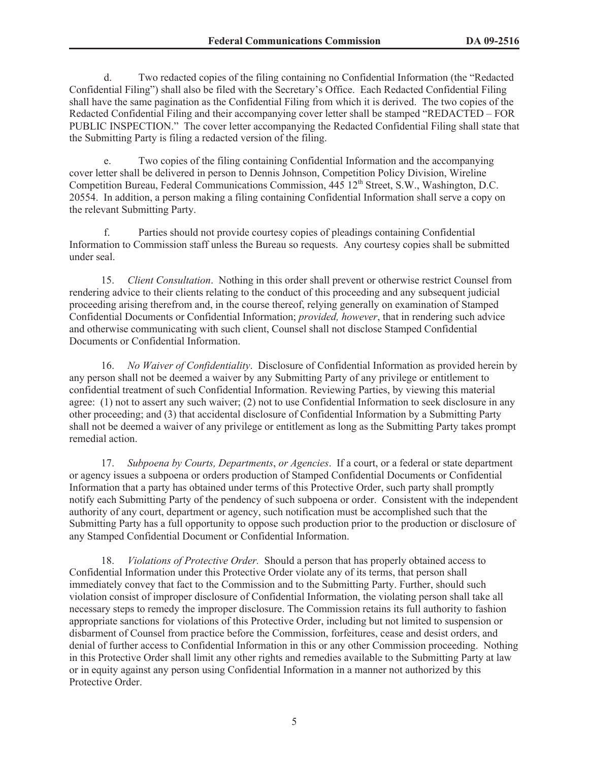d. Two redacted copies of the filing containing no Confidential Information (the "Redacted Confidential Filing") shall also be filed with the Secretary's Office. Each Redacted Confidential Filing shall have the same pagination as the Confidential Filing from which it is derived. The two copies of the Redacted Confidential Filing and their accompanying cover letter shall be stamped "REDACTED – FOR PUBLIC INSPECTION." The cover letter accompanying the Redacted Confidential Filing shall state that the Submitting Party is filing a redacted version of the filing.

e. Two copies of the filing containing Confidential Information and the accompanying cover letter shall be delivered in person to Dennis Johnson, Competition Policy Division, Wireline Competition Bureau, Federal Communications Commission, 445 12th Street, S.W., Washington, D.C. 20554. In addition, a person making a filing containing Confidential Information shall serve a copy on the relevant Submitting Party.

f. Parties should not provide courtesy copies of pleadings containing Confidential Information to Commission staff unless the Bureau so requests. Any courtesy copies shall be submitted under seal.

15. *Client Consultation*. Nothing in this order shall prevent or otherwise restrict Counsel from rendering advice to their clients relating to the conduct of this proceeding and any subsequent judicial proceeding arising therefrom and, in the course thereof, relying generally on examination of Stamped Confidential Documents or Confidential Information; *provided, however*, that in rendering such advice and otherwise communicating with such client, Counsel shall not disclose Stamped Confidential Documents or Confidential Information.

16. *No Waiver of Confidentiality*. Disclosure of Confidential Information as provided herein by any person shall not be deemed a waiver by any Submitting Party of any privilege or entitlement to confidential treatment of such Confidential Information. Reviewing Parties, by viewing this material agree: (1) not to assert any such waiver; (2) not to use Confidential Information to seek disclosure in any other proceeding; and (3) that accidental disclosure of Confidential Information by a Submitting Party shall not be deemed a waiver of any privilege or entitlement as long as the Submitting Party takes prompt remedial action.

17. *Subpoena by Courts, Departments*, *or Agencies*. If a court, or a federal or state department or agency issues a subpoena or orders production of Stamped Confidential Documents or Confidential Information that a party has obtained under terms of this Protective Order, such party shall promptly notify each Submitting Party of the pendency of such subpoena or order. Consistent with the independent authority of any court, department or agency, such notification must be accomplished such that the Submitting Party has a full opportunity to oppose such production prior to the production or disclosure of any Stamped Confidential Document or Confidential Information.

18. *Violations of Protective Order.* Should a person that has properly obtained access to Confidential Information under this Protective Order violate any of its terms, that person shall immediately convey that fact to the Commission and to the Submitting Party. Further, should such violation consist of improper disclosure of Confidential Information, the violating person shall take all necessary steps to remedy the improper disclosure. The Commission retains its full authority to fashion appropriate sanctions for violations of this Protective Order, including but not limited to suspension or disbarment of Counsel from practice before the Commission, forfeitures, cease and desist orders, and denial of further access to Confidential Information in this or any other Commission proceeding. Nothing in this Protective Order shall limit any other rights and remedies available to the Submitting Party at law or in equity against any person using Confidential Information in a manner not authorized by this Protective Order.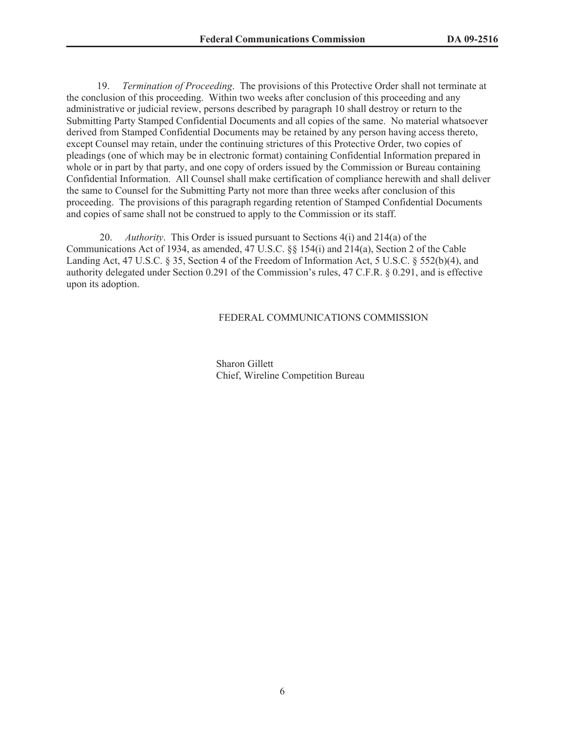19. *Termination of Proceeding*. The provisions of this Protective Order shall not terminate at the conclusion of this proceeding. Within two weeks after conclusion of this proceeding and any administrative or judicial review, persons described by paragraph 10 shall destroy or return to the Submitting Party Stamped Confidential Documents and all copies of the same. No material whatsoever derived from Stamped Confidential Documents may be retained by any person having access thereto, except Counsel may retain, under the continuing strictures of this Protective Order, two copies of pleadings (one of which may be in electronic format) containing Confidential Information prepared in whole or in part by that party, and one copy of orders issued by the Commission or Bureau containing Confidential Information. All Counsel shall make certification of compliance herewith and shall deliver the same to Counsel for the Submitting Party not more than three weeks after conclusion of this proceeding. The provisions of this paragraph regarding retention of Stamped Confidential Documents and copies of same shall not be construed to apply to the Commission or its staff.

20. *Authority*. This Order is issued pursuant to Sections 4(i) and 214(a) of the Communications Act of 1934, as amended, 47 U.S.C. §§ 154(i) and 214(a), Section 2 of the Cable Landing Act, 47 U.S.C. § 35, Section 4 of the Freedom of Information Act, 5 U.S.C. § 552(b)(4), and authority delegated under Section 0.291 of the Commission's rules, 47 C.F.R. § 0.291, and is effective upon its adoption.

FEDERAL COMMUNICATIONS COMMISSION

Sharon Gillett
Chief, Wireline Competition Bureau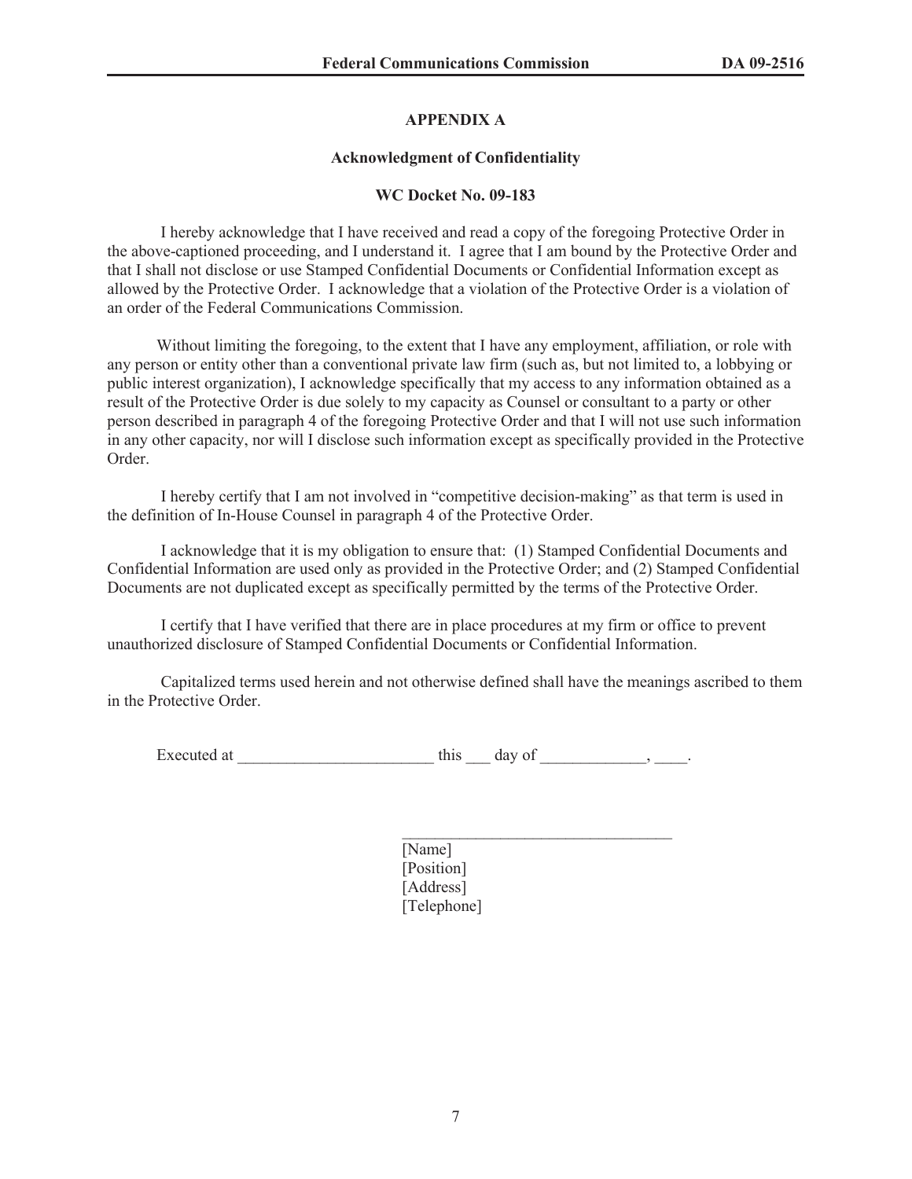# APPENDIX A

## Acknowledgment of Confidentiality

### WC Docket No. 09-183

I hereby acknowledge that I have received and read a copy of the foregoing Protective Order in the above-captioned proceeding, and I understand it. I agree that I am bound by the Protective Order and that I shall not disclose or use Stamped Confidential Documents or Confidential Information except as allowed by the Protective Order. I acknowledge that a violation of the Protective Order is a violation of an order of the Federal Communications Commission.

Without limiting the foregoing, to the extent that I have any employment, affiliation, or role with any person or entity other than a conventional private law firm (such as, but not limited to, a lobbying or public interest organization), I acknowledge specifically that my access to any information obtained as a result of the Protective Order is due solely to my capacity as Counsel or consultant to a party or other person described in paragraph 4 of the foregoing Protective Order and that I will not use such information in any other capacity, nor will I disclose such information except as specifically provided in the Protective Order.

I hereby certify that I am not involved in "competitive decision-making" as that term is used in the definition of In-House Counsel in paragraph 4 of the Protective Order.

I acknowledge that it is my obligation to ensure that: (1) Stamped Confidential Documents and Confidential Information are used only as provided in the Protective Order; and (2) Stamped Confidential Documents are not duplicated except as specifically permitted by the terms of the Protective Order.

I certify that I have verified that there are in place procedures at my firm or office to prevent unauthorized disclosure of Stamped Confidential Documents or Confidential Information.

Capitalized terms used herein and not otherwise defined shall have the meanings ascribed to them in the Protective Order.

Executed at ________________________ this ___ day of _____________, ____.

__________________________________

[Name]
[Position]
[Address]
[Telephone]